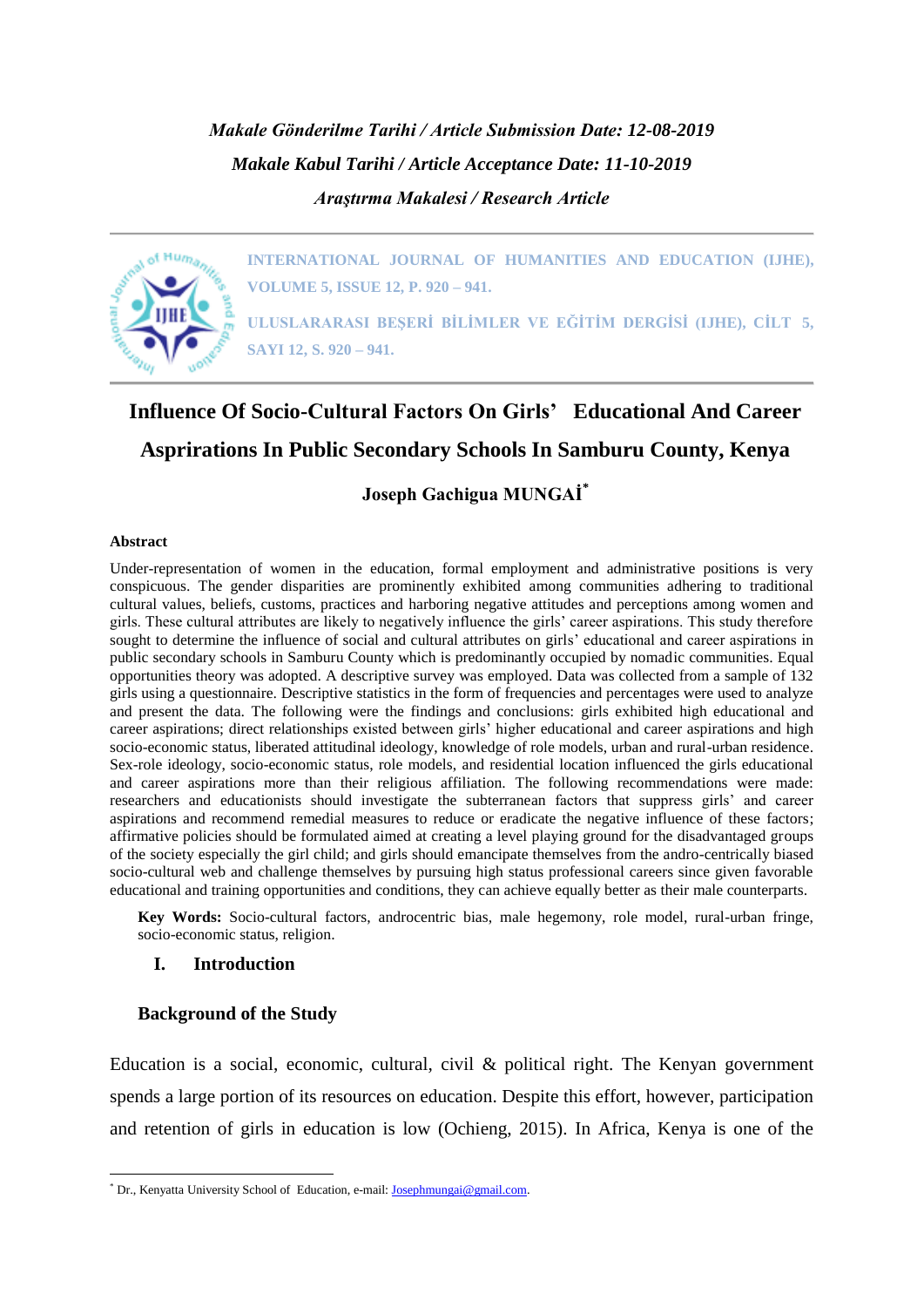*Makale Gönderilme Tarihi / Article Submission Date: 12-08-2019*

*Makale Kabul Tarihi / Article Acceptance Date: 11-10-2019*

*Araştırma Makalesi / Research Article*

**INTERNATIONAL JOURNAL OF HUMANITIES AND EDUCATION (IJHE), VOLUME 5, ISSUE 12, P. 920 – 941.**

**ULUSLARARASI BEŞERİ BİLİMLER VE EĞİTİM DERGİSİ (IJHE), CİLT 5, SAYI 12, S. 920 – 941.**

# Influence Of Socio-Cultural Factors On Girls' Educational And Career Asprirations In Public Secondary Schools In Samburu County, Kenya

**Joseph Gachigua MUNGAİ[*]**

**Abstract**

Under-representation of women in the education, formal employment and administrative positions is very conspicuous. The gender disparities are prominently exhibited among communities adhering to traditional cultural values, beliefs, customs, practices and harboring negative attitudes and perceptions among women and girls. These cultural attributes are likely to negatively influence the girls' career aspirations. This study therefore sought to determine the influence of social and cultural attributes on girls' educational and career aspirations in public secondary schools in Samburu County which is predominantly occupied by nomadic communities. Equal opportunities theory was adopted. A descriptive survey was employed. Data was collected from a sample of 132 girls using a questionnaire. Descriptive statistics in the form of frequencies and percentages were used to analyze and present the data. The following were the findings and conclusions: girls exhibited high educational and career aspirations; direct relationships existed between girls' higher educational and career aspirations and high socio-economic status, liberated attitudinal ideology, knowledge of role models, urban and rural-urban residence. Sex-role ideology, socio-economic status, role models, and residential location influenced the girls educational and career aspirations more than their religious affiliation. The following recommendations were made: researchers and educationists should investigate the subterranean factors that suppress girls' and career aspirations and recommend remedial measures to reduce or eradicate the negative influence of these factors; affirmative policies should be formulated aimed at creating a level playing ground for the disadvantaged groups of the society especially the girl child; and girls should emancipate themselves from the andro-centrically biased socio-cultural web and challenge themselves by pursuing high status professional careers since given favorable educational and training opportunities and conditions, they can achieve equally better as their male counterparts.

**Key Words:** Socio-cultural factors, androcentric bias, male hegemony, role model, rural-urban fringe, socio-economic status, religion.

## I. Introduction

### Background of the Study

Education is a social, economic, cultural, civil & political right. The Kenyan government spends a large portion of its resources on education. Despite this effort, however, participation and retention of girls in education is low (Ochieng, 2015). In Africa, Kenya is one of the

[*] Dr., Kenyatta University School of Education, e-mail: Josephmungai@gmail.com.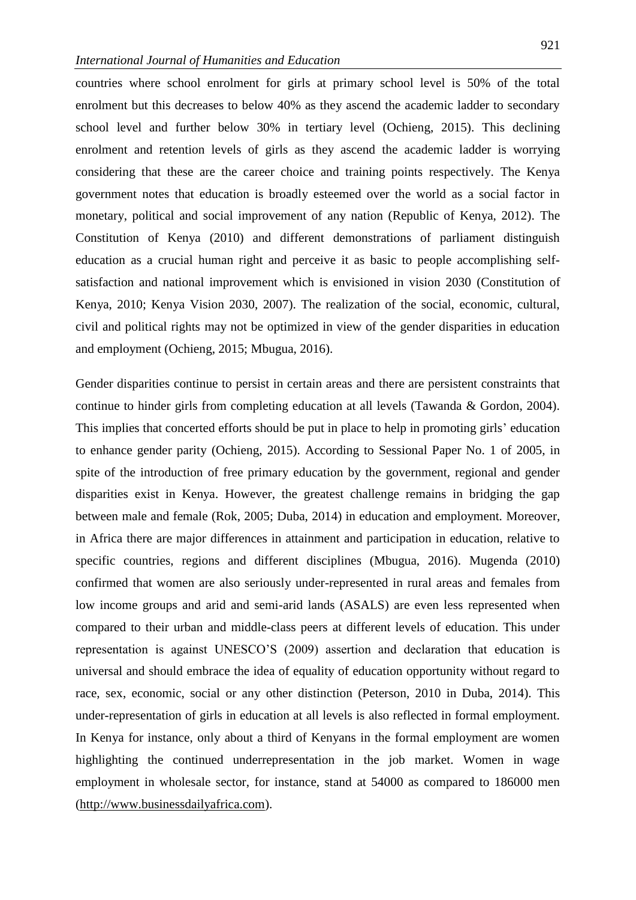countries where school enrolment for girls at primary school level is 50% of the total enrolment but this decreases to below 40% as they ascend the academic ladder to secondary school level and further below 30% in tertiary level (Ochieng, 2015). This declining enrolment and retention levels of girls as they ascend the academic ladder is worrying considering that these are the career choice and training points respectively. The Kenya government notes that education is broadly esteemed over the world as a social factor in monetary, political and social improvement of any nation (Republic of Kenya, 2012). The Constitution of Kenya (2010) and different demonstrations of parliament distinguish education as a crucial human right and perceive it as basic to people accomplishing self-satisfaction and national improvement which is envisioned in vision 2030 (Constitution of Kenya, 2010; Kenya Vision 2030, 2007). The realization of the social, economic, cultural, civil and political rights may not be optimized in view of the gender disparities in education and employment (Ochieng, 2015; Mbugua, 2016).

Gender disparities continue to persist in certain areas and there are persistent constraints that continue to hinder girls from completing education at all levels (Tawanda & Gordon, 2004). This implies that concerted efforts should be put in place to help in promoting girls' education to enhance gender parity (Ochieng, 2015). According to Sessional Paper No. 1 of 2005, in spite of the introduction of free primary education by the government, regional and gender disparities exist in Kenya. However, the greatest challenge remains in bridging the gap between male and female (Rok, 2005; Duba, 2014) in education and employment. Moreover, in Africa there are major differences in attainment and participation in education, relative to specific countries, regions and different disciplines (Mbugua, 2016). Mugenda (2010) confirmed that women are also seriously under-represented in rural areas and females from low income groups and arid and semi-arid lands (ASALS) are even less represented when compared to their urban and middle-class peers at different levels of education. This under representation is against UNESCO'S (2009) assertion and declaration that education is universal and should embrace the idea of equality of education opportunity without regard to race, sex, economic, social or any other distinction (Peterson, 2010 in Duba, 2014). This under-representation of girls in education at all levels is also reflected in formal employment. In Kenya for instance, only about a third of Kenyans in the formal employment are women highlighting the continued underrepresentation in the job market. Women in wage employment in wholesale sector, for instance, stand at 54000 as compared to 186000 men (http://www.businessdailyafrica.com).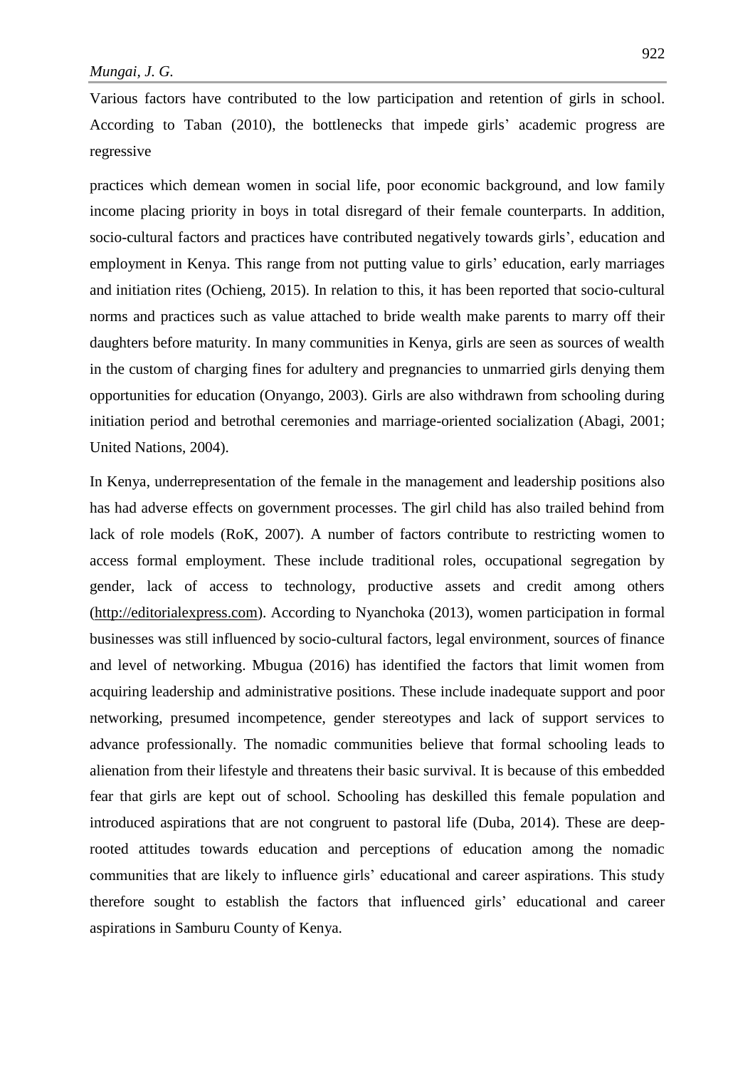Various factors have contributed to the low participation and retention of girls in school. According to Taban (2010), the bottlenecks that impede girls' academic progress are regressive practices which demean women in social life, poor economic background, and low family income placing priority in boys in total disregard of their female counterparts. In addition, socio-cultural factors and practices have contributed negatively towards girls', education and employment in Kenya. This range from not putting value to girls' education, early marriages and initiation rites (Ochieng, 2015). In relation to this, it has been reported that socio-cultural norms and practices such as value attached to bride wealth make parents to marry off their daughters before maturity. In many communities in Kenya, girls are seen as sources of wealth in the custom of charging fines for adultery and pregnancies to unmarried girls denying them opportunities for education (Onyango, 2003). Girls are also withdrawn from schooling during initiation period and betrothal ceremonies and marriage-oriented socialization (Abagi, 2001; United Nations, 2004).

In Kenya, underrepresentation of the female in the management and leadership positions also has had adverse effects on government processes. The girl child has also trailed behind from lack of role models (RoK, 2007). A number of factors contribute to restricting women to access formal employment. These include traditional roles, occupational segregation by gender, lack of access to technology, productive assets and credit among others (http://editorialexpress.com). According to Nyanchoka (2013), women participation in formal businesses was still influenced by socio-cultural factors, legal environment, sources of finance and level of networking. Mbugua (2016) has identified the factors that limit women from acquiring leadership and administrative positions. These include inadequate support and poor networking, presumed incompetence, gender stereotypes and lack of support services to advance professionally. The nomadic communities believe that formal schooling leads to alienation from their lifestyle and threatens their basic survival. It is because of this embedded fear that girls are kept out of school. Schooling has deskilled this female population and introduced aspirations that are not congruent to pastoral life (Duba, 2014). These are deep-rooted attitudes towards education and perceptions of education among the nomadic communities that are likely to influence girls' educational and career aspirations. This study therefore sought to establish the factors that influenced girls' educational and career aspirations in Samburu County of Kenya.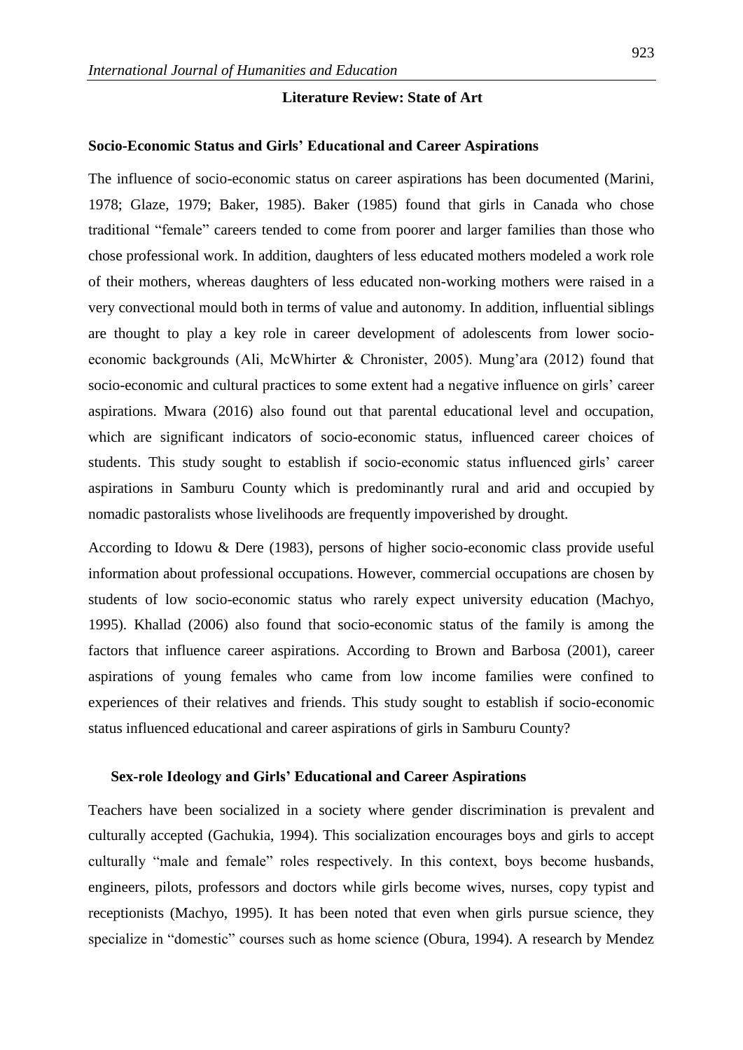## Literature Review: State of Art

### Socio-Economic Status and Girls' Educational and Career Aspirations

The influence of socio-economic status on career aspirations has been documented (Marini, 1978; Glaze, 1979; Baker, 1985). Baker (1985) found that girls in Canada who chose traditional "female" careers tended to come from poorer and larger families than those who chose professional work. In addition, daughters of less educated mothers modeled a work role of their mothers, whereas daughters of less educated non-working mothers were raised in a very convectional mould both in terms of value and autonomy. In addition, influential siblings are thought to play a key role in career development of adolescents from lower socio-economic backgrounds (Ali, McWhirter & Chronister, 2005). Mung'ara (2012) found that socio-economic and cultural practices to some extent had a negative influence on girls' career aspirations. Mwara (2016) also found out that parental educational level and occupation, which are significant indicators of socio-economic status, influenced career choices of students. This study sought to establish if socio-economic status influenced girls' career aspirations in Samburu County which is predominantly rural and arid and occupied by nomadic pastoralists whose livelihoods are frequently impoverished by drought.

According to Idowu & Dere (1983), persons of higher socio-economic class provide useful information about professional occupations. However, commercial occupations are chosen by students of low socio-economic status who rarely expect university education (Machyo, 1995). Khallad (2006) also found that socio-economic status of the family is among the factors that influence career aspirations. According to Brown and Barbosa (2001), career aspirations of young females who came from low income families were confined to experiences of their relatives and friends. This study sought to establish if socio-economic status influenced educational and career aspirations of girls in Samburu County?

### Sex-role Ideology and Girls' Educational and Career Aspirations

Teachers have been socialized in a society where gender discrimination is prevalent and culturally accepted (Gachukia, 1994). This socialization encourages boys and girls to accept culturally "male and female" roles respectively. In this context, boys become husbands, engineers, pilots, professors and doctors while girls become wives, nurses, copy typist and receptionists (Machyo, 1995). It has been noted that even when girls pursue science, they specialize in "domestic" courses such as home science (Obura, 1994). A research by Mendez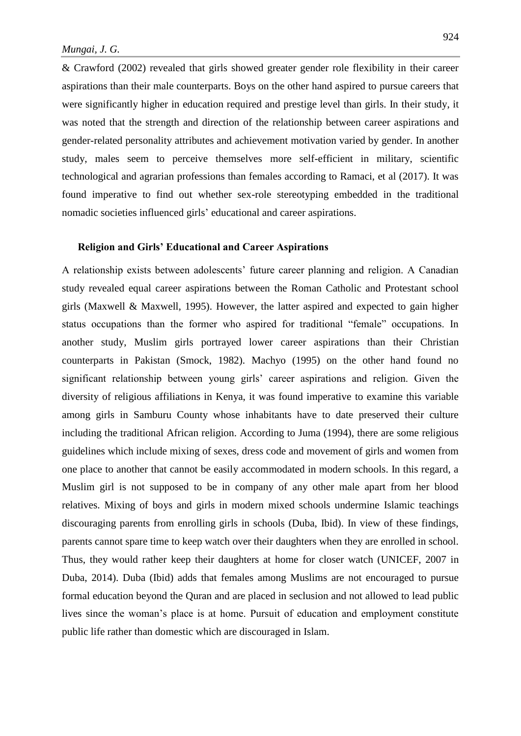& Crawford (2002) revealed that girls showed greater gender role flexibility in their career aspirations than their male counterparts. Boys on the other hand aspired to pursue careers that were significantly higher in education required and prestige level than girls. In their study, it was noted that the strength and direction of the relationship between career aspirations and gender-related personality attributes and achievement motivation varied by gender. In another study, males seem to perceive themselves more self-efficient in military, scientific technological and agrarian professions than females according to Ramaci, et al (2017). It was found imperative to find out whether sex-role stereotyping embedded in the traditional nomadic societies influenced girls' educational and career aspirations.

### Religion and Girls' Educational and Career Aspirations

A relationship exists between adolescents' future career planning and religion. A Canadian study revealed equal career aspirations between the Roman Catholic and Protestant school girls (Maxwell & Maxwell, 1995). However, the latter aspired and expected to gain higher status occupations than the former who aspired for traditional "female" occupations. In another study, Muslim girls portrayed lower career aspirations than their Christian counterparts in Pakistan (Smock, 1982). Machyo (1995) on the other hand found no significant relationship between young girls' career aspirations and religion. Given the diversity of religious affiliations in Kenya, it was found imperative to examine this variable among girls in Samburu County whose inhabitants have to date preserved their culture including the traditional African religion. According to Juma (1994), there are some religious guidelines which include mixing of sexes, dress code and movement of girls and women from one place to another that cannot be easily accommodated in modern schools. In this regard, a Muslim girl is not supposed to be in company of any other male apart from her blood relatives. Mixing of boys and girls in modern mixed schools undermine Islamic teachings discouraging parents from enrolling girls in schools (Duba, Ibid). In view of these findings, parents cannot spare time to keep watch over their daughters when they are enrolled in school. Thus, they would rather keep their daughters at home for closer watch (UNICEF, 2007 in Duba, 2014). Duba (Ibid) adds that females among Muslims are not encouraged to pursue formal education beyond the Quran and are placed in seclusion and not allowed to lead public lives since the woman's place is at home. Pursuit of education and employment constitute public life rather than domestic which are discouraged in Islam.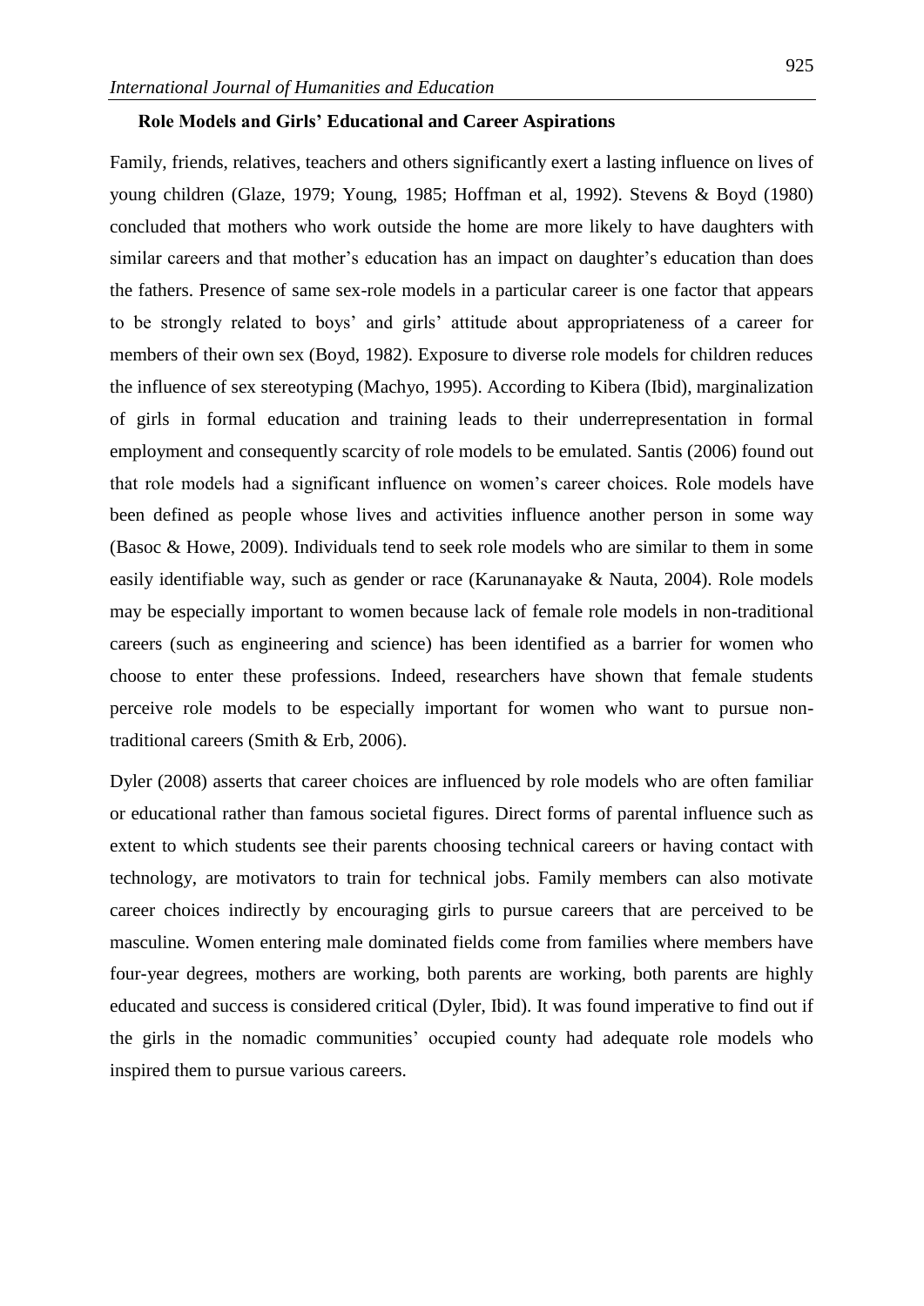### Role Models and Girls' Educational and Career Aspirations

Family, friends, relatives, teachers and others significantly exert a lasting influence on lives of young children (Glaze, 1979; Young, 1985; Hoffman et al, 1992). Stevens & Boyd (1980) concluded that mothers who work outside the home are more likely to have daughters with similar careers and that mother's education has an impact on daughter's education than does the fathers. Presence of same sex-role models in a particular career is one factor that appears to be strongly related to boys' and girls' attitude about appropriateness of a career for members of their own sex (Boyd, 1982). Exposure to diverse role models for children reduces the influence of sex stereotyping (Machyo, 1995). According to Kibera (Ibid), marginalization of girls in formal education and training leads to their underrepresentation in formal employment and consequently scarcity of role models to be emulated. Santis (2006) found out that role models had a significant influence on women's career choices. Role models have been defined as people whose lives and activities influence another person in some way (Basoc & Howe, 2009). Individuals tend to seek role models who are similar to them in some easily identifiable way, such as gender or race (Karunanayake & Nauta, 2004). Role models may be especially important to women because lack of female role models in non-traditional careers (such as engineering and science) has been identified as a barrier for women who choose to enter these professions. Indeed, researchers have shown that female students perceive role models to be especially important for women who want to pursue non-traditional careers (Smith & Erb, 2006).

Dyler (2008) asserts that career choices are influenced by role models who are often familiar or educational rather than famous societal figures. Direct forms of parental influence such as extent to which students see their parents choosing technical careers or having contact with technology, are motivators to train for technical jobs. Family members can also motivate career choices indirectly by encouraging girls to pursue careers that are perceived to be masculine. Women entering male dominated fields come from families where members have four-year degrees, mothers are working, both parents are working, both parents are highly educated and success is considered critical (Dyler, Ibid). It was found imperative to find out if the girls in the nomadic communities' occupied county had adequate role models who inspired them to pursue various careers.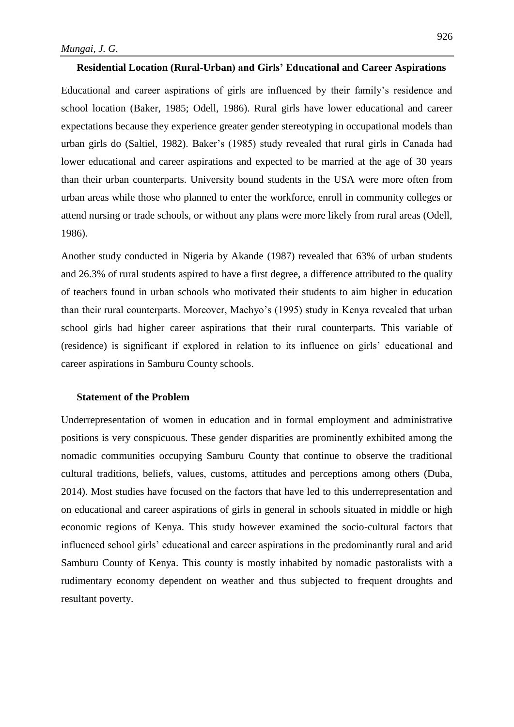### Residential Location (Rural-Urban) and Girls' Educational and Career Aspirations

Educational and career aspirations of girls are influenced by their family's residence and school location (Baker, 1985; Odell, 1986). Rural girls have lower educational and career expectations because they experience greater gender stereotyping in occupational models than urban girls do (Saltiel, 1982). Baker's (1985) study revealed that rural girls in Canada had lower educational and career aspirations and expected to be married at the age of 30 years than their urban counterparts. University bound students in the USA were more often from urban areas while those who planned to enter the workforce, enroll in community colleges or attend nursing or trade schools, or without any plans were more likely from rural areas (Odell, 1986).

Another study conducted in Nigeria by Akande (1987) revealed that 63% of urban students and 26.3% of rural students aspired to have a first degree, a difference attributed to the quality of teachers found in urban schools who motivated their students to aim higher in education than their rural counterparts. Moreover, Machyo's (1995) study in Kenya revealed that urban school girls had higher career aspirations that their rural counterparts. This variable of (residence) is significant if explored in relation to its influence on girls' educational and career aspirations in Samburu County schools.

### Statement of the Problem

Underrepresentation of women in education and in formal employment and administrative positions is very conspicuous. These gender disparities are prominently exhibited among the nomadic communities occupying Samburu County that continue to observe the traditional cultural traditions, beliefs, values, customs, attitudes and perceptions among others (Duba, 2014). Most studies have focused on the factors that have led to this underrepresentation and on educational and career aspirations of girls in general in schools situated in middle or high economic regions of Kenya. This study however examined the socio-cultural factors that influenced school girls' educational and career aspirations in the predominantly rural and arid Samburu County of Kenya. This county is mostly inhabited by nomadic pastoralists with a rudimentary economy dependent on weather and thus subjected to frequent droughts and resultant poverty.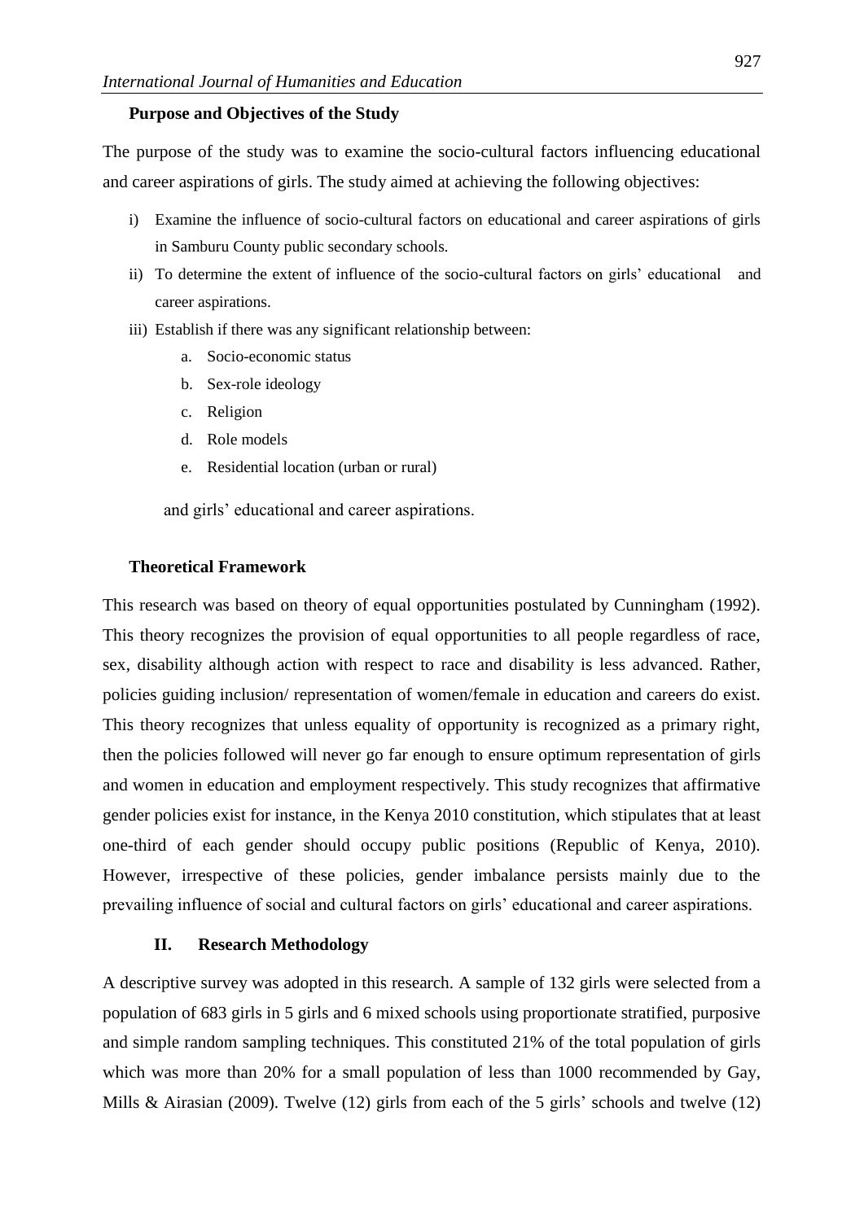### Purpose and Objectives of the Study

The purpose of the study was to examine the socio-cultural factors influencing educational and career aspirations of girls. The study aimed at achieving the following objectives:

i) Examine the influence of socio-cultural factors on educational and career aspirations of girls in Samburu County public secondary schools.
ii) To determine the extent of influence of the socio-cultural factors on girls' educational and career aspirations.
iii) Establish if there was any significant relationship between:
    a. Socio-economic status
    b. Sex-role ideology
    c. Religion
    d. Role models
    e. Residential location (urban or rural)

    and girls' educational and career aspirations.

### Theoretical Framework

This research was based on theory of equal opportunities postulated by Cunningham (1992). This theory recognizes the provision of equal opportunities to all people regardless of race, sex, disability although action with respect to race and disability is less advanced. Rather, policies guiding inclusion/ representation of women/female in education and careers do exist. This theory recognizes that unless equality of opportunity is recognized as a primary right, then the policies followed will never go far enough to ensure optimum representation of girls and women in education and employment respectively. This study recognizes that affirmative gender policies exist for instance, in the Kenya 2010 constitution, which stipulates that at least one-third of each gender should occupy public positions (Republic of Kenya, 2010). However, irrespective of these policies, gender imbalance persists mainly due to the prevailing influence of social and cultural factors on girls' educational and career aspirations.

## II. Research Methodology

A descriptive survey was adopted in this research. A sample of 132 girls were selected from a population of 683 girls in 5 girls and 6 mixed schools using proportionate stratified, purposive and simple random sampling techniques. This constituted 21% of the total population of girls which was more than 20% for a small population of less than 1000 recommended by Gay, Mills & Airasian (2009). Twelve (12) girls from each of the 5 girls' schools and twelve (12)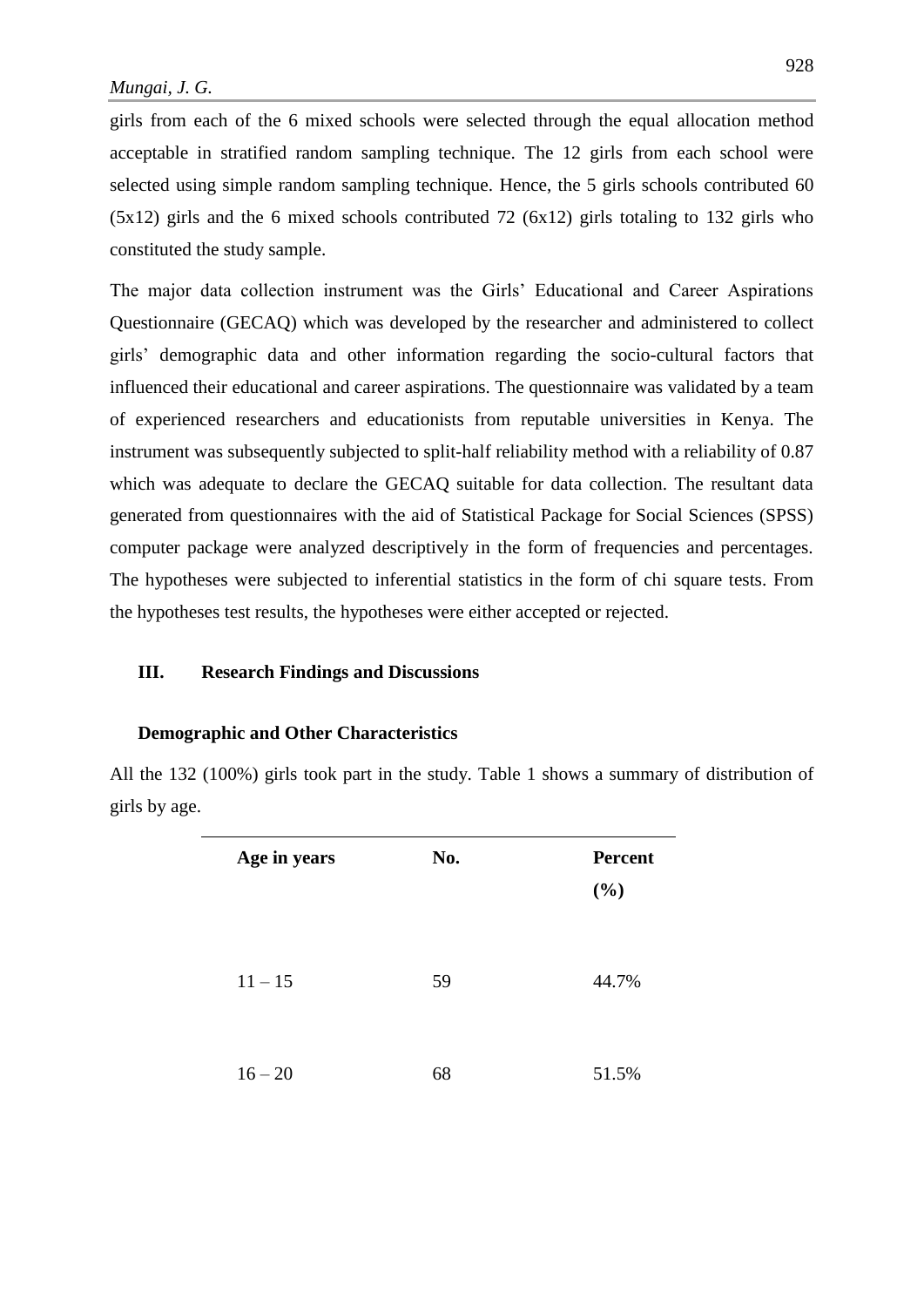girls from each of the 6 mixed schools were selected through the equal allocation method acceptable in stratified random sampling technique. The 12 girls from each school were selected using simple random sampling technique. Hence, the 5 girls schools contributed 60 (5x12) girls and the 6 mixed schools contributed 72 (6x12) girls totaling to 132 girls who constituted the study sample.

The major data collection instrument was the Girls' Educational and Career Aspirations Questionnaire (GECAQ) which was developed by the researcher and administered to collect girls' demographic data and other information regarding the socio-cultural factors that influenced their educational and career aspirations. The questionnaire was validated by a team of experienced researchers and educationists from reputable universities in Kenya. The instrument was subsequently subjected to split-half reliability method with a reliability of 0.87 which was adequate to declare the GECAQ suitable for data collection. The resultant data generated from questionnaires with the aid of Statistical Package for Social Sciences (SPSS) computer package were analyzed descriptively in the form of frequencies and percentages. The hypotheses were subjected to inferential statistics in the form of chi square tests. From the hypotheses test results, the hypotheses were either accepted or rejected.

## III. Research Findings and Discussions

### Demographic and Other Characteristics

All the 132 (100%) girls took part in the study. Table 1 shows a summary of distribution of girls by age.

| Age in years | No. | Percent (%) |
|---|---|---|
| 11 – 15 | 59 | 44.7% |
| 16 – 20 | 68 | 51.5% |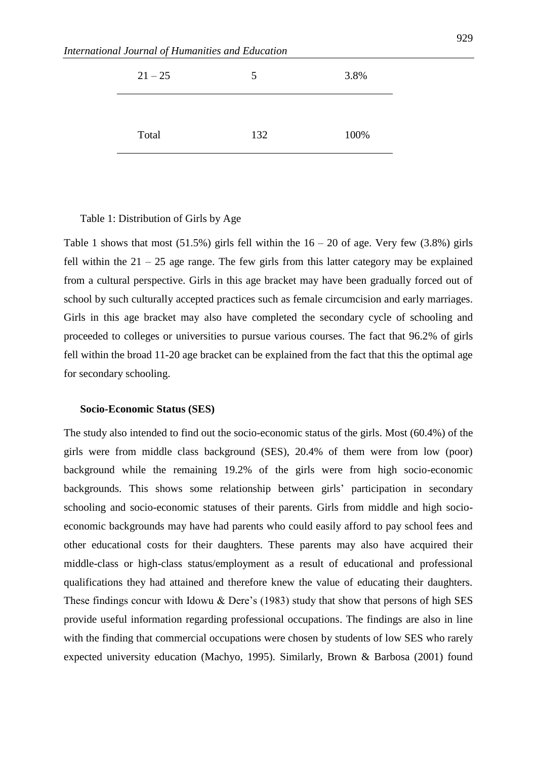| | | |
|---|---|---|
| 21 – 25 | 5 | 3.8% |
| Total | 132 | 100% |

Table 1: Distribution of Girls by Age

Table 1 shows that most (51.5%) girls fell within the 16 – 20 of age. Very few (3.8%) girls fell within the 21 – 25 age range. The few girls from this latter category may be explained from a cultural perspective. Girls in this age bracket may have been gradually forced out of school by such culturally accepted practices such as female circumcision and early marriages. Girls in this age bracket may also have completed the secondary cycle of schooling and proceeded to colleges or universities to pursue various courses. The fact that 96.2% of girls fell within the broad 11-20 age bracket can be explained from the fact that this the optimal age for secondary schooling.

**Socio-Economic Status (SES)**

The study also intended to find out the socio-economic status of the girls. Most (60.4%) of the girls were from middle class background (SES), 20.4% of them were from low (poor) background while the remaining 19.2% of the girls were from high socio-economic backgrounds. This shows some relationship between girls' participation in secondary schooling and socio-economic statuses of their parents. Girls from middle and high socio-economic backgrounds may have had parents who could easily afford to pay school fees and other educational costs for their daughters. These parents may also have acquired their middle-class or high-class status/employment as a result of educational and professional qualifications they had attained and therefore knew the value of educating their daughters. These findings concur with Idowu & Dere's (1983) study that show that persons of high SES provide useful information regarding professional occupations. The findings are also in line with the finding that commercial occupations were chosen by students of low SES who rarely expected university education (Machyo, 1995). Similarly, Brown & Barbosa (2001) found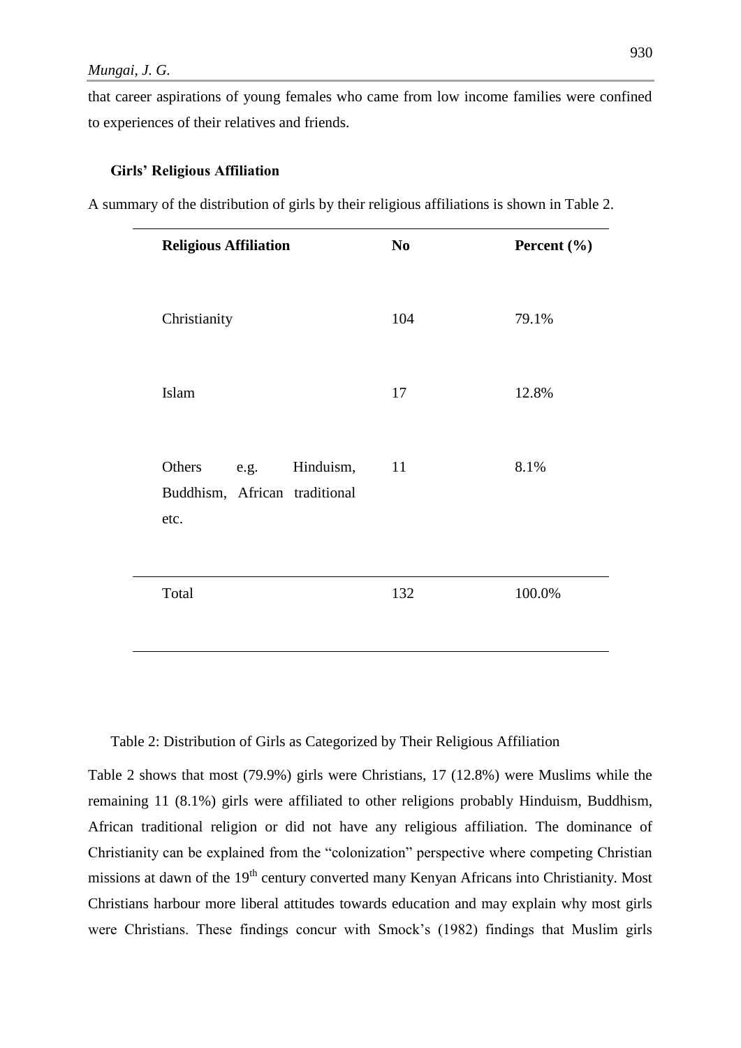that career aspirations of young females who came from low income families were confined to experiences of their relatives and friends.

### Girls' Religious Affiliation

A summary of the distribution of girls by their religious affiliations is shown in Table 2.

| Religious Affiliation | No | Percent (%) |
|---|---|---|
| Christianity | 104 | 79.1% |
| Islam | 17 | 12.8% |
| Others e.g. Hinduism, Buddhism, African traditional etc. | 11 | 8.1% |
| Total | 132 | 100.0% |

Table 2: Distribution of Girls as Categorized by Their Religious Affiliation

Table 2 shows that most (79.9%) girls were Christians, 17 (12.8%) were Muslims while the remaining 11 (8.1%) girls were affiliated to other religions probably Hinduism, Buddhism, African traditional religion or did not have any religious affiliation. The dominance of Christianity can be explained from the "colonization" perspective where competing Christian missions at dawn of the 19th century converted many Kenyan Africans into Christianity. Most Christians harbour more liberal attitudes towards education and may explain why most girls were Christians. These findings concur with Smock's (1982) findings that Muslim girls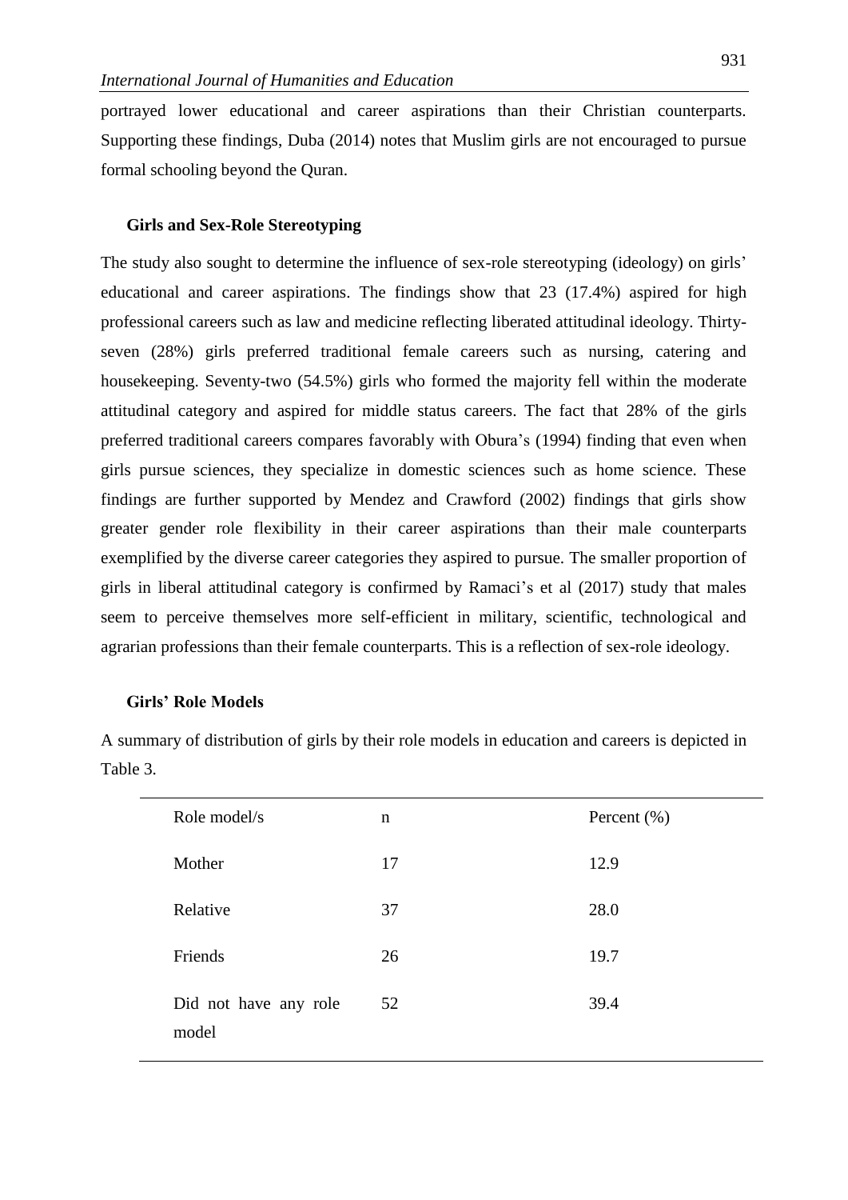portrayed lower educational and career aspirations than their Christian counterparts. Supporting these findings, Duba (2014) notes that Muslim girls are not encouraged to pursue formal schooling beyond the Quran.

### Girls and Sex-Role Stereotyping

The study also sought to determine the influence of sex-role stereotyping (ideology) on girls' educational and career aspirations. The findings show that 23 (17.4%) aspired for high professional careers such as law and medicine reflecting liberated attitudinal ideology. Thirty-seven (28%) girls preferred traditional female careers such as nursing, catering and housekeeping. Seventy-two (54.5%) girls who formed the majority fell within the moderate attitudinal category and aspired for middle status careers. The fact that 28% of the girls preferred traditional careers compares favorably with Obura's (1994) finding that even when girls pursue sciences, they specialize in domestic sciences such as home science. These findings are further supported by Mendez and Crawford (2002) findings that girls show greater gender role flexibility in their career aspirations than their male counterparts exemplified by the diverse career categories they aspired to pursue. The smaller proportion of girls in liberal attitudinal category is confirmed by Ramaci's et al (2017) study that males seem to perceive themselves more self-efficient in military, scientific, technological and agrarian professions than their female counterparts. This is a reflection of sex-role ideology.

### Girls' Role Models

A summary of distribution of girls by their role models in education and careers is depicted in Table 3.

| Role model/s | n | Percent (%) |
|---|---|---|
| Mother | 17 | 12.9 |
| Relative | 37 | 28.0 |
| Friends | 26 | 19.7 |
| Did not have any role model | 52 | 39.4 |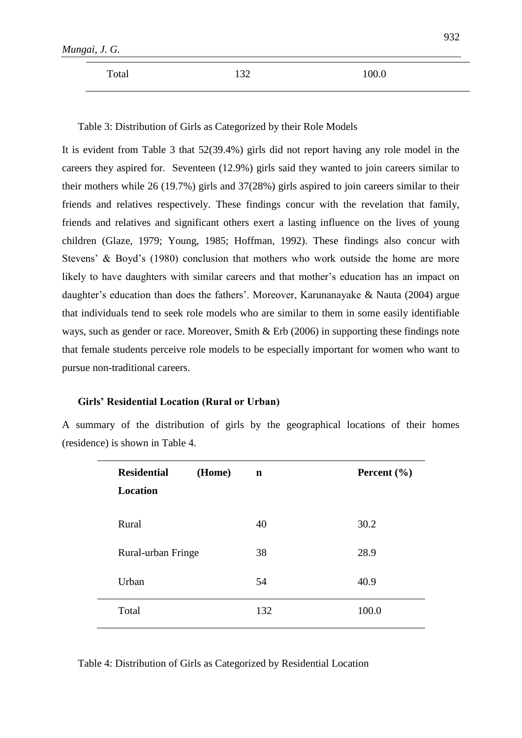| Total | 132 | 100.0 |
|---|---|---|

Table 3: Distribution of Girls as Categorized by their Role Models

It is evident from Table 3 that 52(39.4%) girls did not report having any role model in the careers they aspired for. Seventeen (12.9%) girls said they wanted to join careers similar to their mothers while 26 (19.7%) girls and 37(28%) girls aspired to join careers similar to their friends and relatives respectively. These findings concur with the revelation that family, friends and relatives and significant others exert a lasting influence on the lives of young children (Glaze, 1979; Young, 1985; Hoffman, 1992). These findings also concur with Stevens' & Boyd's (1980) conclusion that mothers who work outside the home are more likely to have daughters with similar careers and that mother's education has an impact on daughter's education than does the fathers'. Moreover, Karunanayake & Nauta (2004) argue that individuals tend to seek role models who are similar to them in some easily identifiable ways, such as gender or race. Moreover, Smith & Erb (2006) in supporting these findings note that female students perceive role models to be especially important for women who want to pursue non-traditional careers.

### Girls' Residential Location (Rural or Urban)

A summary of the distribution of girls by the geographical locations of their homes (residence) is shown in Table 4.

| **Residential (Home) Location** | **n** | **Percent (%)** |
|---|---|---|
| Rural | 40 | 30.2 |
| Rural-urban Fringe | 38 | 28.9 |
| Urban | 54 | 40.9 |
| Total | 132 | 100.0 |

Table 4: Distribution of Girls as Categorized by Residential Location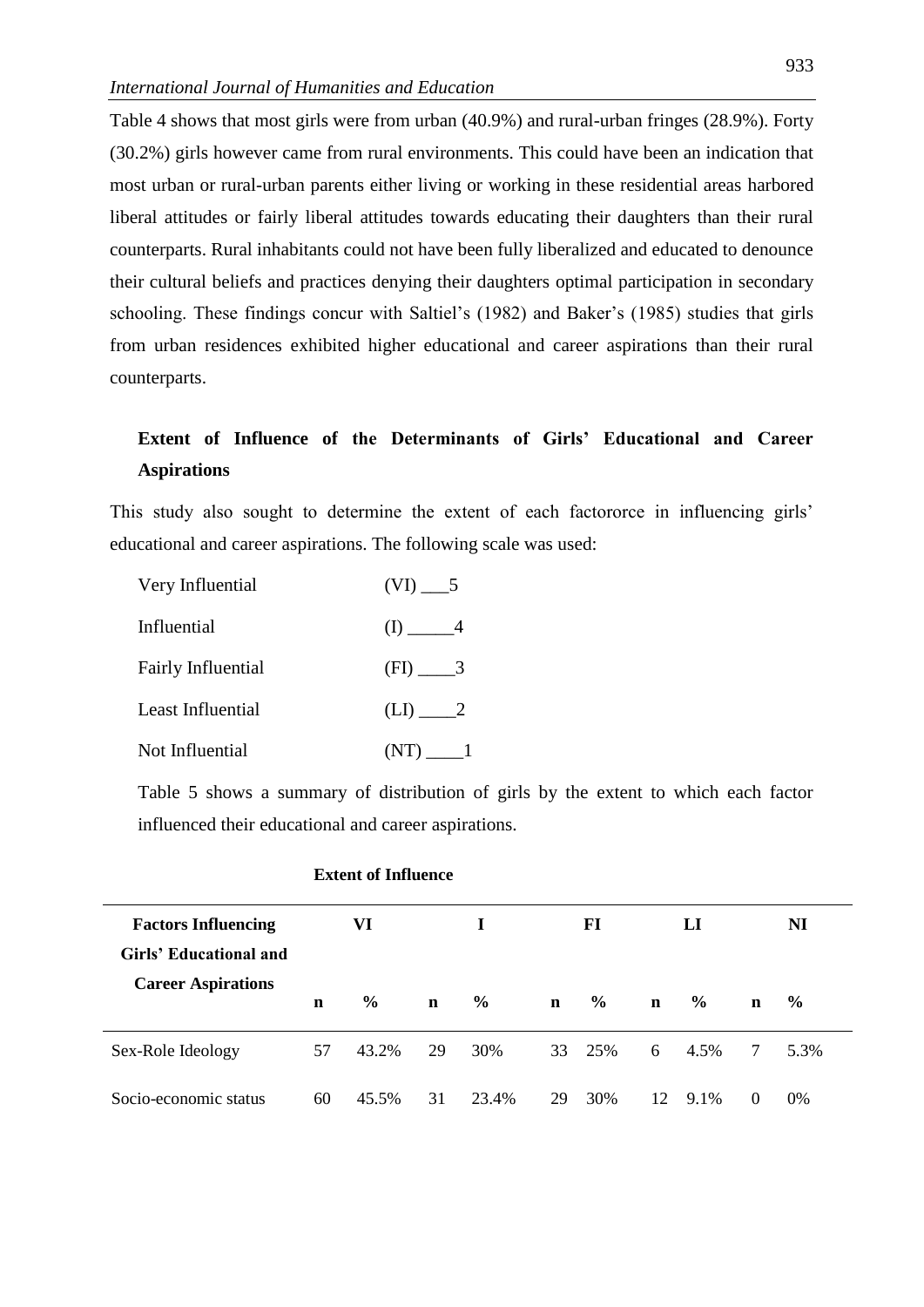Table 4 shows that most girls were from urban (40.9%) and rural-urban fringes (28.9%). Forty (30.2%) girls however came from rural environments. This could have been an indication that most urban or rural-urban parents either living or working in these residential areas harbored liberal attitudes or fairly liberal attitudes towards educating their daughters than their rural counterparts. Rural inhabitants could not have been fully liberalized and educated to denounce their cultural beliefs and practices denying their daughters optimal participation in secondary schooling. These findings concur with Saltiel's (1982) and Baker's (1985) studies that girls from urban residences exhibited higher educational and career aspirations than their rural counterparts.

## Extent of Influence of the Determinants of Girls' Educational and Career Aspirations

This study also sought to determine the extent of each factororce in influencing girls' educational and career aspirations. The following scale was used:

| | |
|---|---|
| Very Influential | (VI) ___5 |
| Influential | (I) _____4 |
| Fairly Influential | (FI) ____3 |
| Least Influential | (LI) ____2 |
| Not Influential | (NT) ____1 |

Table 5 shows a summary of distribution of girls by the extent to which each factor influenced their educational and career aspirations.

**Extent of Influence**

| Factors Influencing Girls' Educational and Career Aspirations | VI | | I | | FI | | LI | | NI | |
|---|---|---|---|---|---|---|---|---|---|---|
| | n | % | n | % | n | % | n | % | n | % |
| Sex-Role Ideology | 57 | 43.2% | 29 | 30% | 33 | 25% | 6 | 4.5% | 7 | 5.3% |
| Socio-economic status | 60 | 45.5% | 31 | 23.4% | 29 | 30% | 12 | 9.1% | 0 | 0% |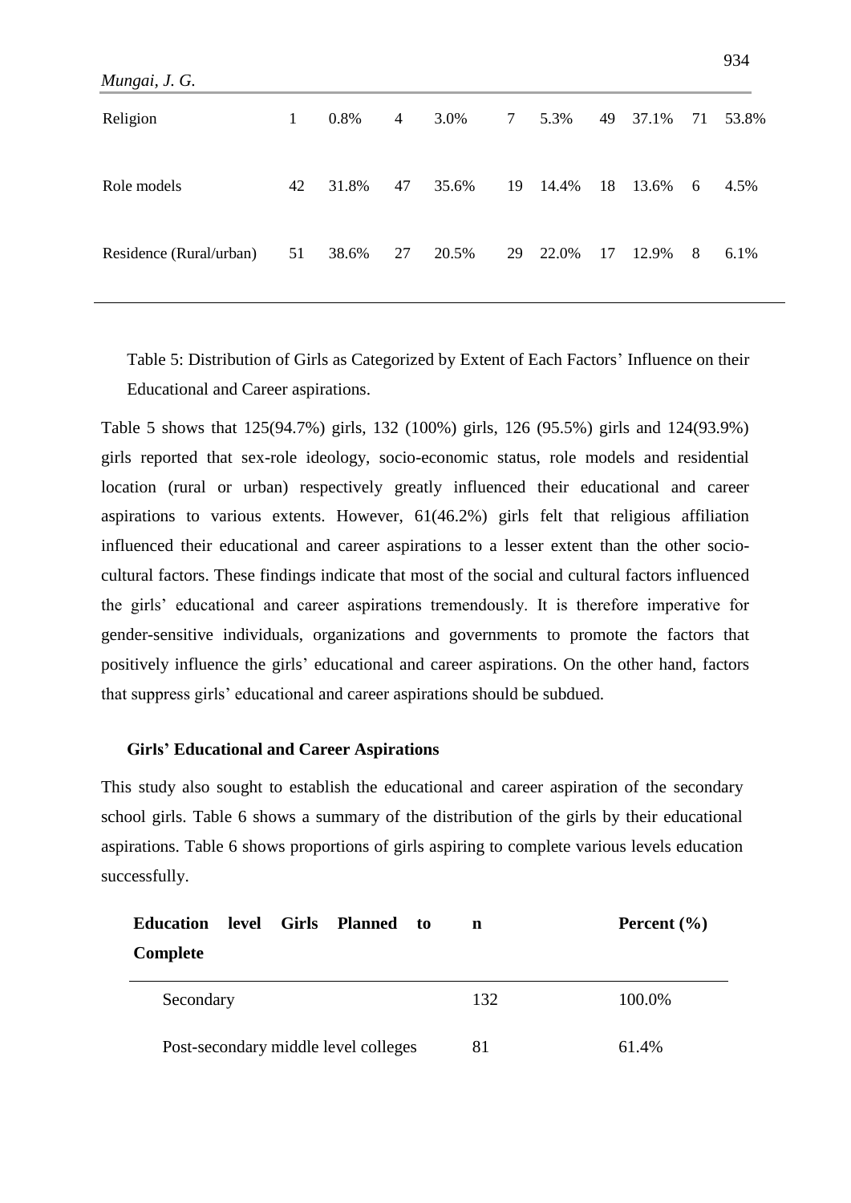| | | | | | | | | | | |
|---|---|---|---|---|---|---|---|---|---|---|
| Religion | 1 | 0.8% | 4 | 3.0% | 7 | 5.3% | 49 | 37.1% | 71 | 53.8% |
| Role models | 42 | 31.8% | 47 | 35.6% | 19 | 14.4% | 18 | 13.6% | 6 | 4.5% |
| Residence (Rural/urban) | 51 | 38.6% | 27 | 20.5% | 29 | 22.0% | 17 | 12.9% | 8 | 6.1% |

Table 5: Distribution of Girls as Categorized by Extent of Each Factors' Influence on their Educational and Career aspirations.

Table 5 shows that 125(94.7%) girls, 132 (100%) girls, 126 (95.5%) girls and 124(93.9%) girls reported that sex-role ideology, socio-economic status, role models and residential location (rural or urban) respectively greatly influenced their educational and career aspirations to various extents. However, 61(46.2%) girls felt that religious affiliation influenced their educational and career aspirations to a lesser extent than the other socio-cultural factors. These findings indicate that most of the social and cultural factors influenced the girls' educational and career aspirations tremendously. It is therefore imperative for gender-sensitive individuals, organizations and governments to promote the factors that positively influence the girls' educational and career aspirations. On the other hand, factors that suppress girls' educational and career aspirations should be subdued.

### Girls' Educational and Career Aspirations

This study also sought to establish the educational and career aspiration of the secondary school girls. Table 6 shows a summary of the distribution of the girls by their educational aspirations. Table 6 shows proportions of girls aspiring to complete various levels education successfully.

| **Education level Girls Planned to Complete** | **n** | **Percent (%)** |
|---|---|---|
| Secondary | 132 | 100.0% |
| Post-secondary middle level colleges | 81 | 61.4% |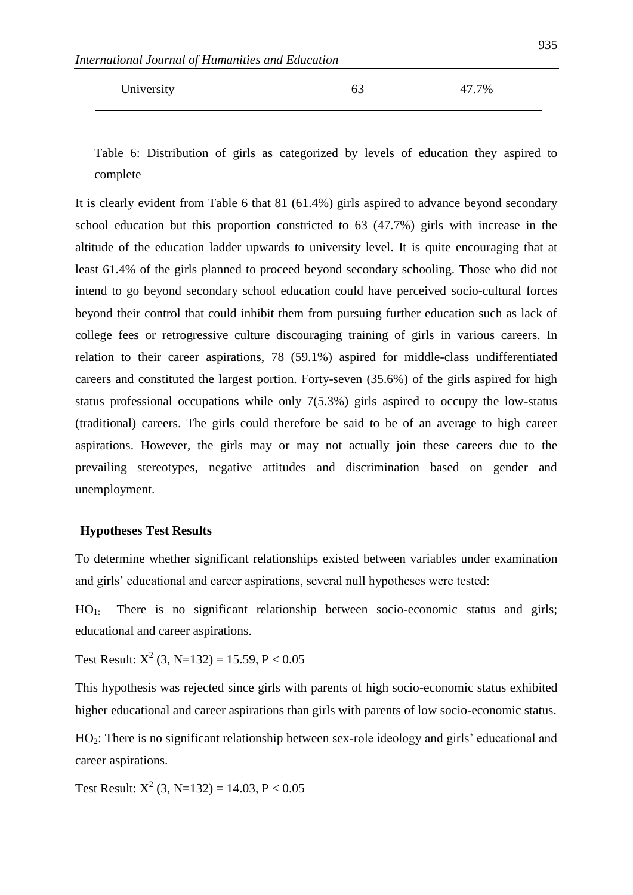| University | 63 | 47.7% |
|---|---|---|

Table 6: Distribution of girls as categorized by levels of education they aspired to complete

It is clearly evident from Table 6 that 81 (61.4%) girls aspired to advance beyond secondary school education but this proportion constricted to 63 (47.7%) girls with increase in the altitude of the education ladder upwards to university level. It is quite encouraging that at least 61.4% of the girls planned to proceed beyond secondary schooling. Those who did not intend to go beyond secondary school education could have perceived socio-cultural forces beyond their control that could inhibit them from pursuing further education such as lack of college fees or retrogressive culture discouraging training of girls in various careers. In relation to their career aspirations, 78 (59.1%) aspired for middle-class undifferentiated careers and constituted the largest portion. Forty-seven (35.6%) of the girls aspired for high status professional occupations while only 7(5.3%) girls aspired to occupy the low-status (traditional) careers. The girls could therefore be said to be of an average to high career aspirations. However, the girls may or may not actually join these careers due to the prevailing stereotypes, negative attitudes and discrimination based on gender and unemployment.

**Hypotheses Test Results**

To determine whether significant relationships existed between variables under examination and girls' educational and career aspirations, several null hypotheses were tested:

$HO_1$: There is no significant relationship between socio-economic status and girls; educational and career aspirations.

Test Result: $X^2$ (3, N=132) = 15.59, $P < 0.05$

This hypothesis was rejected since girls with parents of high socio-economic status exhibited higher educational and career aspirations than girls with parents of low socio-economic status.

$HO_2$: There is no significant relationship between sex-role ideology and girls' educational and career aspirations.

Test Result: $X^2$ (3, N=132) = 14.03, $P < 0.05$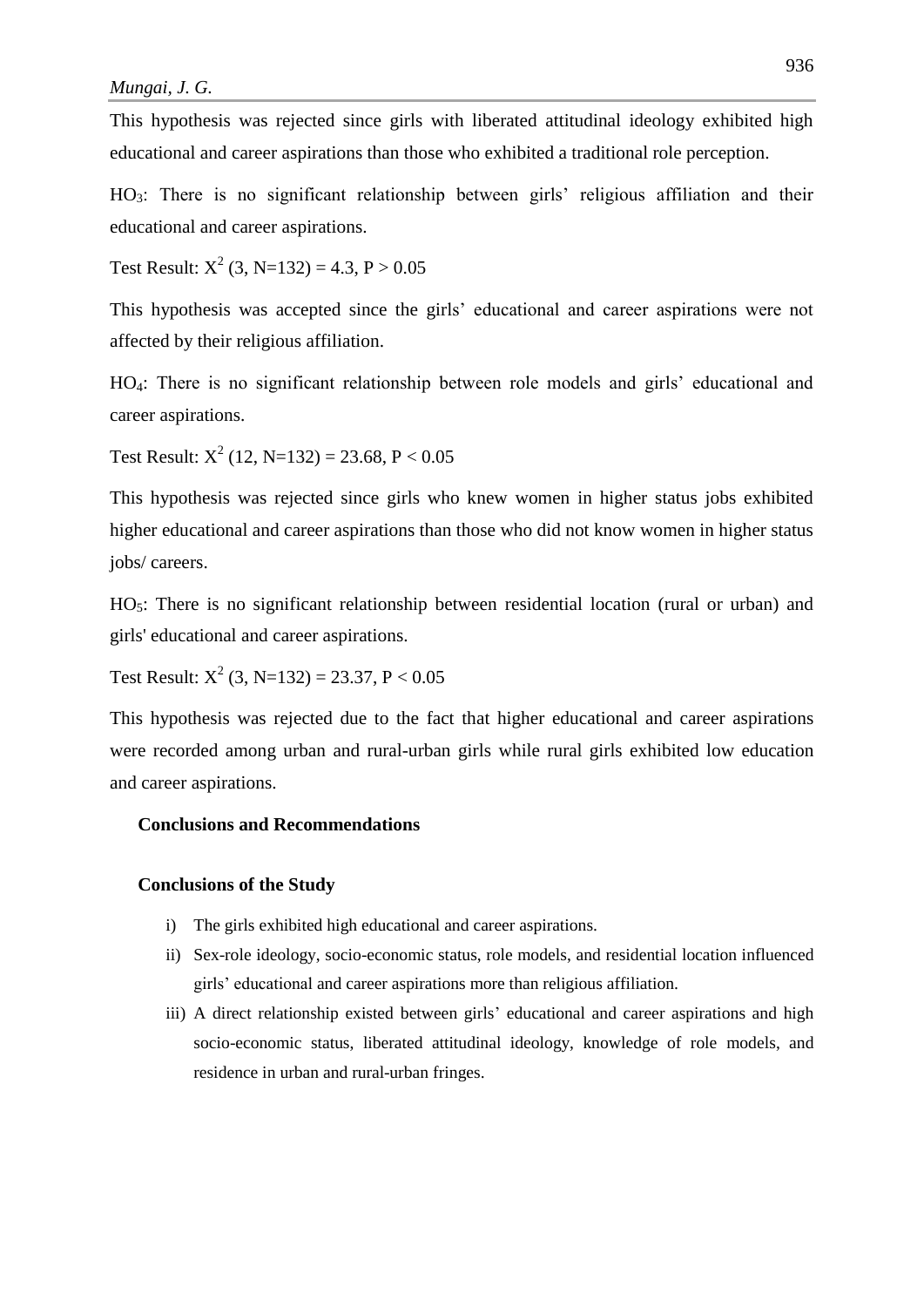This hypothesis was rejected since girls with liberated attitudinal ideology exhibited high educational and career aspirations than those who exhibited a traditional role perception.

$HO_3$: There is no significant relationship between girls' religious affiliation and their educational and career aspirations.

Test Result: $X^2$ (3, N=132) = 4.3, P > 0.05

This hypothesis was accepted since the girls' educational and career aspirations were not affected by their religious affiliation.

$HO_4$: There is no significant relationship between role models and girls' educational and career aspirations.

Test Result: $X^2$ (12, N=132) = 23.68, P < 0.05

This hypothesis was rejected since girls who knew women in higher status jobs exhibited higher educational and career aspirations than those who did not know women in higher status jobs/ careers.

$HO_5$: There is no significant relationship between residential location (rural or urban) and girls' educational and career aspirations.

Test Result: $X^2$ (3, N=132) = 23.37, P < 0.05

This hypothesis was rejected due to the fact that higher educational and career aspirations were recorded among urban and rural-urban girls while rural girls exhibited low education and career aspirations.

## Conclusions and Recommendations

### Conclusions of the Study

i) The girls exhibited high educational and career aspirations.
ii) Sex-role ideology, socio-economic status, role models, and residential location influenced girls' educational and career aspirations more than religious affiliation.
iii) A direct relationship existed between girls' educational and career aspirations and high socio-economic status, liberated attitudinal ideology, knowledge of role models, and residence in urban and rural-urban fringes.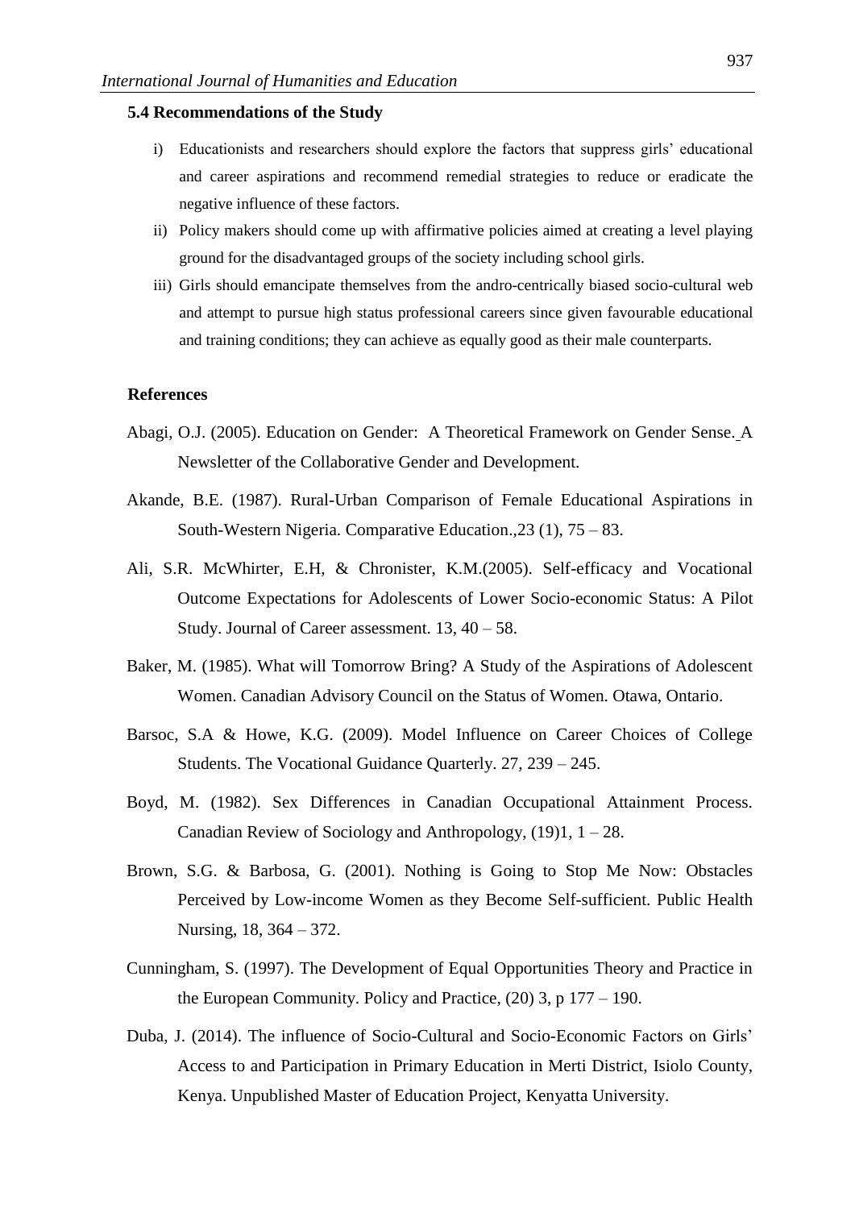### 5.4 Recommendations of the Study

i) Educationists and researchers should explore the factors that suppress girls' educational and career aspirations and recommend remedial strategies to reduce or eradicate the negative influence of these factors.

ii) Policy makers should come up with affirmative policies aimed at creating a level playing ground for the disadvantaged groups of the society including school girls.

iii) Girls should emancipate themselves from the andro-centrically biased socio-cultural web and attempt to pursue high status professional careers since given favourable educational and training conditions; they can achieve as equally good as their male counterparts.

### References

Abagi, O.J. (2005). Education on Gender: A Theoretical Framework on Gender Sense. A Newsletter of the Collaborative Gender and Development.

Akande, B.E. (1987). Rural-Urban Comparison of Female Educational Aspirations in South-Western Nigeria. Comparative Education.,23 (1), 75 – 83.

Ali, S.R. McWhirter, E.H, & Chronister, K.M.(2005). Self-efficacy and Vocational Outcome Expectations for Adolescents of Lower Socio-economic Status: A Pilot Study. Journal of Career assessment. 13, 40 – 58.

Baker, M. (1985). What will Tomorrow Bring? A Study of the Aspirations of Adolescent Women. Canadian Advisory Council on the Status of Women. Otawa, Ontario.

Barsoc, S.A & Howe, K.G. (2009). Model Influence on Career Choices of College Students. The Vocational Guidance Quarterly. 27, 239 – 245.

Boyd, M. (1982). Sex Differences in Canadian Occupational Attainment Process. Canadian Review of Sociology and Anthropology, (19)1, 1 – 28.

Brown, S.G. & Barbosa, G. (2001). Nothing is Going to Stop Me Now: Obstacles Perceived by Low-income Women as they Become Self-sufficient. Public Health Nursing, 18, 364 – 372.

Cunningham, S. (1997). The Development of Equal Opportunities Theory and Practice in the European Community. Policy and Practice, (20) 3, p 177 – 190.

Duba, J. (2014). The influence of Socio-Cultural and Socio-Economic Factors on Girls' Access to and Participation in Primary Education in Merti District, Isiolo County, Kenya. Unpublished Master of Education Project, Kenyatta University.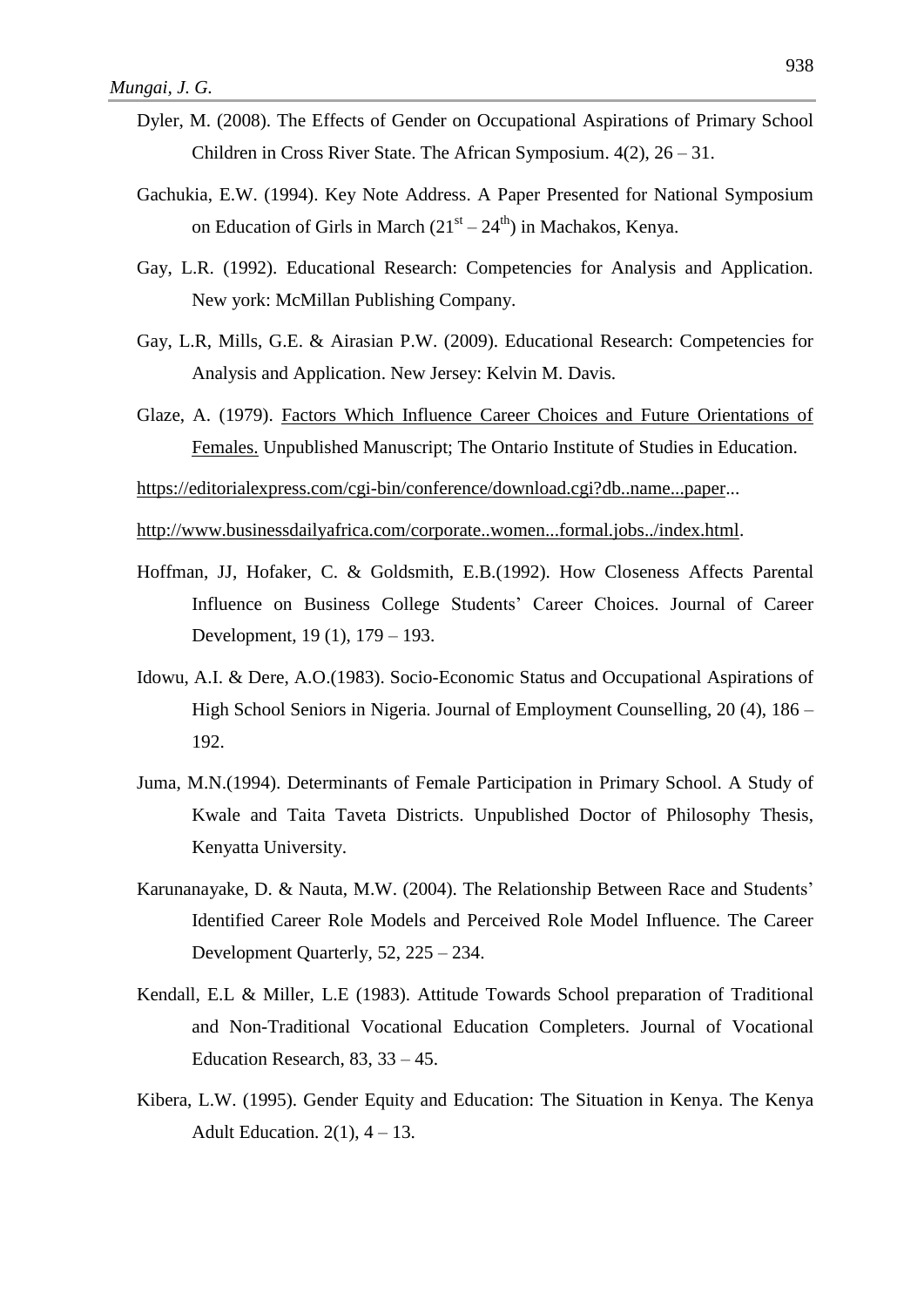Dyler, M. (2008). The Effects of Gender on Occupational Aspirations of Primary School Children in Cross River State. The African Symposium. 4(2), 26 – 31.

Gachukia, E.W. (1994). Key Note Address. A Paper Presented for National Symposium on Education of Girls in March ($21^{st}$ – $24^{th}$) in Machakos, Kenya.

Gay, L.R. (1992). Educational Research: Competencies for Analysis and Application. New york: McMillan Publishing Company.

Gay, L.R, Mills, G.E. & Airasian P.W. (2009). Educational Research: Competencies for Analysis and Application. New Jersey: Kelvin M. Davis.

Glaze, A. (1979). Factors Which Influence Career Choices and Future Orientations of Females. Unpublished Manuscript; The Ontario Institute of Studies in Education.

https://editorialexpress.com/cgi-bin/conference/download.cgi?db..name...paper...

http://www.businessdailyafrica.com/corporate..women...formal.jobs../index.html.

Hoffman, JJ, Hofaker, C. & Goldsmith, E.B.(1992). How Closeness Affects Parental Influence on Business College Students' Career Choices. Journal of Career Development, 19 (1), 179 – 193.

Idowu, A.I. & Dere, A.O.(1983). Socio-Economic Status and Occupational Aspirations of High School Seniors in Nigeria. Journal of Employment Counselling, 20 (4), 186 – 192.

Juma, M.N.(1994). Determinants of Female Participation in Primary School. A Study of Kwale and Taita Taveta Districts. Unpublished Doctor of Philosophy Thesis, Kenyatta University.

Karunanayake, D. & Nauta, M.W. (2004). The Relationship Between Race and Students' Identified Career Role Models and Perceived Role Model Influence. The Career Development Quarterly, 52, 225 – 234.

Kendall, E.L & Miller, L.E (1983). Attitude Towards School preparation of Traditional and Non-Traditional Vocational Education Completers. Journal of Vocational Education Research, 83, 33 – 45.

Kibera, L.W. (1995). Gender Equity and Education: The Situation in Kenya. The Kenya Adult Education. 2(1), 4 – 13.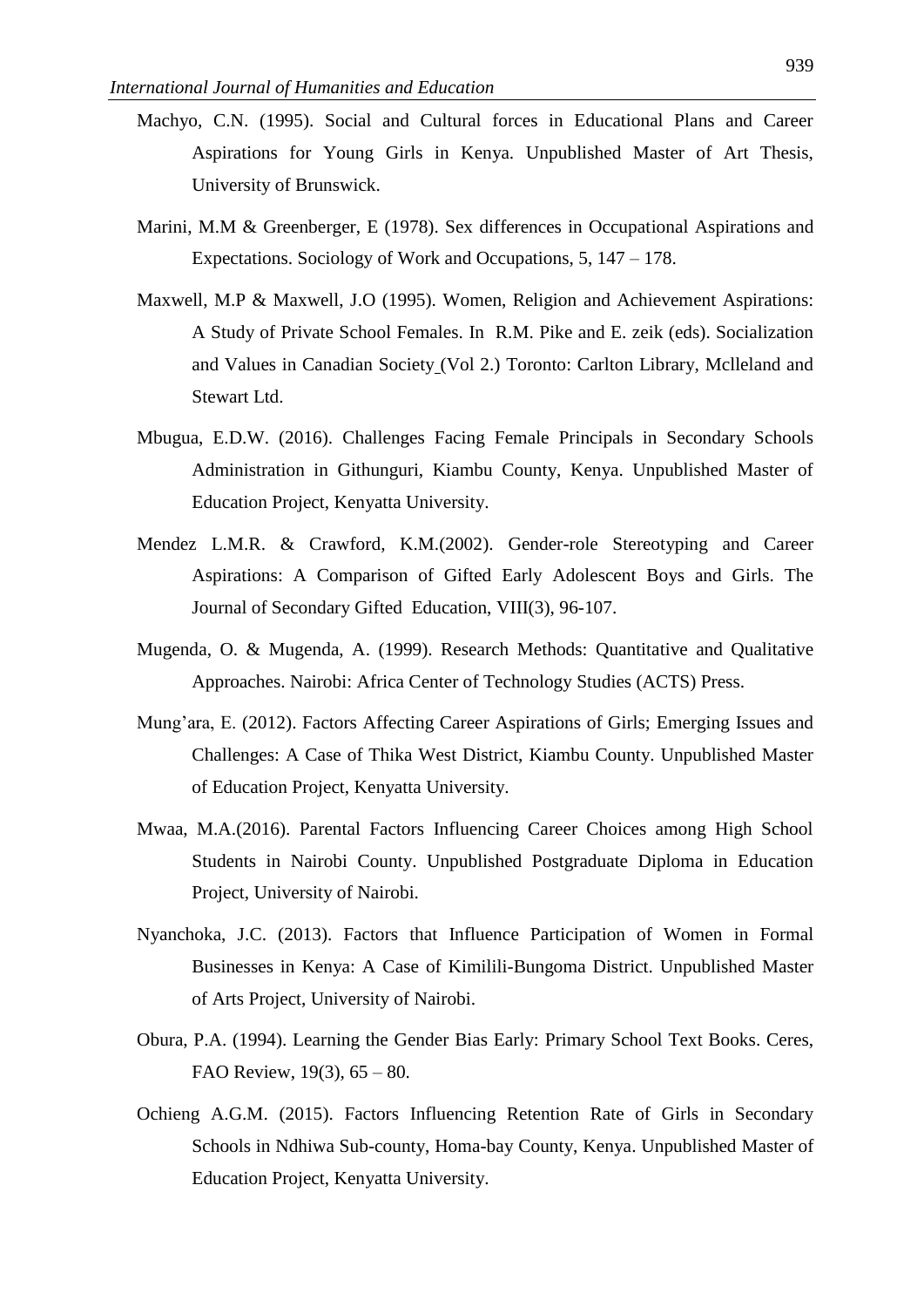Machyo, C.N. (1995). Social and Cultural forces in Educational Plans and Career Aspirations for Young Girls in Kenya. Unpublished Master of Art Thesis, University of Brunswick.

Marini, M.M & Greenberger, E (1978). Sex differences in Occupational Aspirations and Expectations. Sociology of Work and Occupations, 5, 147 – 178.

Maxwell, M.P & Maxwell, J.O (1995). Women, Religion and Achievement Aspirations: A Study of Private School Females. In R.M. Pike and E. zeik (eds). Socialization and Values in Canadian Society (Vol 2.) Toronto: Carlton Library, Mclleland and Stewart Ltd.

Mbugua, E.D.W. (2016). Challenges Facing Female Principals in Secondary Schools Administration in Githunguri, Kiambu County, Kenya. Unpublished Master of Education Project, Kenyatta University.

Mendez L.M.R. & Crawford, K.M.(2002). Gender-role Stereotyping and Career Aspirations: A Comparison of Gifted Early Adolescent Boys and Girls. The Journal of Secondary Gifted Education, VIII(3), 96-107.

Mugenda, O. & Mugenda, A. (1999). Research Methods: Quantitative and Qualitative Approaches. Nairobi: Africa Center of Technology Studies (ACTS) Press.

Mung'ara, E. (2012). Factors Affecting Career Aspirations of Girls; Emerging Issues and Challenges: A Case of Thika West District, Kiambu County. Unpublished Master of Education Project, Kenyatta University.

Mwaa, M.A.(2016). Parental Factors Influencing Career Choices among High School Students in Nairobi County. Unpublished Postgraduate Diploma in Education Project, University of Nairobi.

Nyanchoka, J.C. (2013). Factors that Influence Participation of Women in Formal Businesses in Kenya: A Case of Kimilili-Bungoma District. Unpublished Master of Arts Project, University of Nairobi.

Obura, P.A. (1994). Learning the Gender Bias Early: Primary School Text Books. Ceres, FAO Review, 19(3), 65 – 80.

Ochieng A.G.M. (2015). Factors Influencing Retention Rate of Girls in Secondary Schools in Ndhiwa Sub-county, Homa-bay County, Kenya. Unpublished Master of Education Project, Kenyatta University.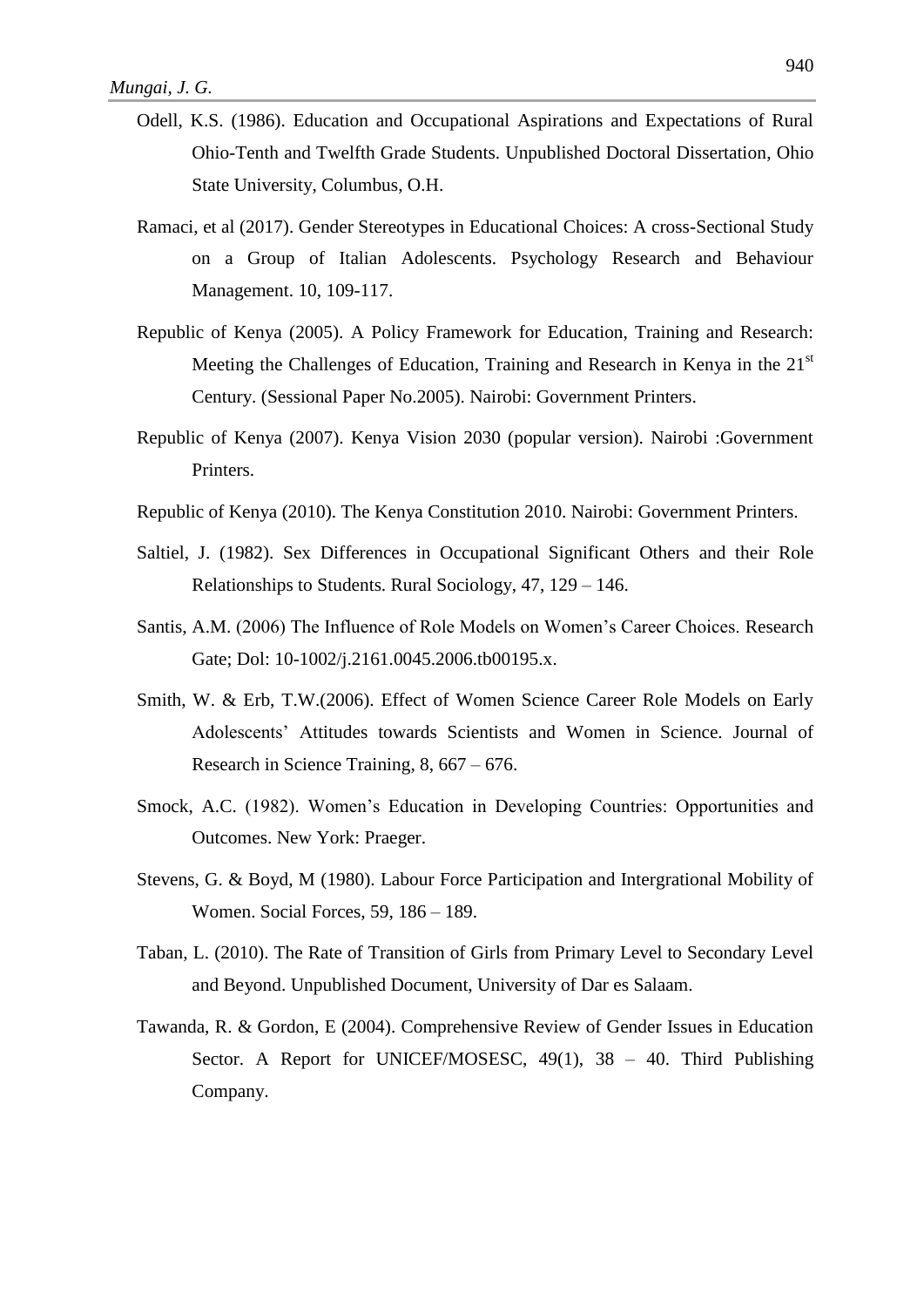Odell, K.S. (1986). Education and Occupational Aspirations and Expectations of Rural Ohio-Tenth and Twelfth Grade Students. Unpublished Doctoral Dissertation, Ohio State University, Columbus, O.H.

Ramaci, et al (2017). Gender Stereotypes in Educational Choices: A cross-Sectional Study on a Group of Italian Adolescents. Psychology Research and Behaviour Management. 10, 109-117.

Republic of Kenya (2005). A Policy Framework for Education, Training and Research: Meeting the Challenges of Education, Training and Research in Kenya in the 21st Century. (Sessional Paper No.2005). Nairobi: Government Printers.

Republic of Kenya (2007). Kenya Vision 2030 (popular version). Nairobi :Government Printers.

Republic of Kenya (2010). The Kenya Constitution 2010. Nairobi: Government Printers.

Saltiel, J. (1982). Sex Differences in Occupational Significant Others and their Role Relationships to Students. Rural Sociology, 47, 129 – 146.

Santis, A.M. (2006) The Influence of Role Models on Women's Career Choices. Research Gate; Dol: 10-1002/j.2161.0045.2006.tb00195.x.

Smith, W. & Erb, T.W.(2006). Effect of Women Science Career Role Models on Early Adolescents' Attitudes towards Scientists and Women in Science. Journal of Research in Science Training, 8, 667 – 676.

Smock, A.C. (1982). Women's Education in Developing Countries: Opportunities and Outcomes. New York: Praeger.

Stevens, G. & Boyd, M (1980). Labour Force Participation and Intergrational Mobility of Women. Social Forces, 59, 186 – 189.

Taban, L. (2010). The Rate of Transition of Girls from Primary Level to Secondary Level and Beyond. Unpublished Document, University of Dar es Salaam.

Tawanda, R. & Gordon, E (2004). Comprehensive Review of Gender Issues in Education Sector. A Report for UNICEF/MOSESC, 49(1), 38 – 40. Third Publishing Company.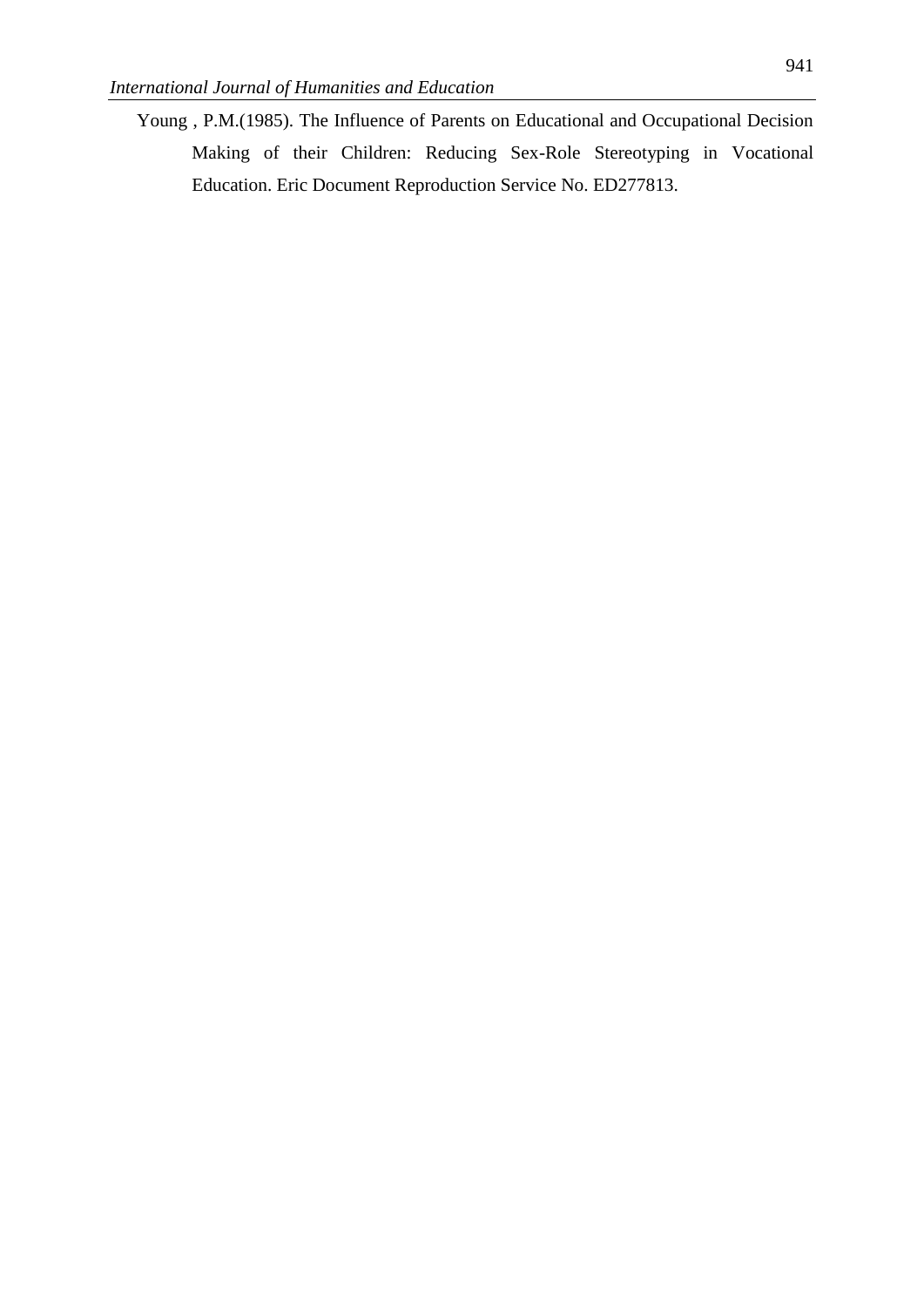Young , P.M.(1985). The Influence of Parents on Educational and Occupational Decision Making of their Children: Reducing Sex-Role Stereotyping in Vocational Education. Eric Document Reproduction Service No. ED277813.